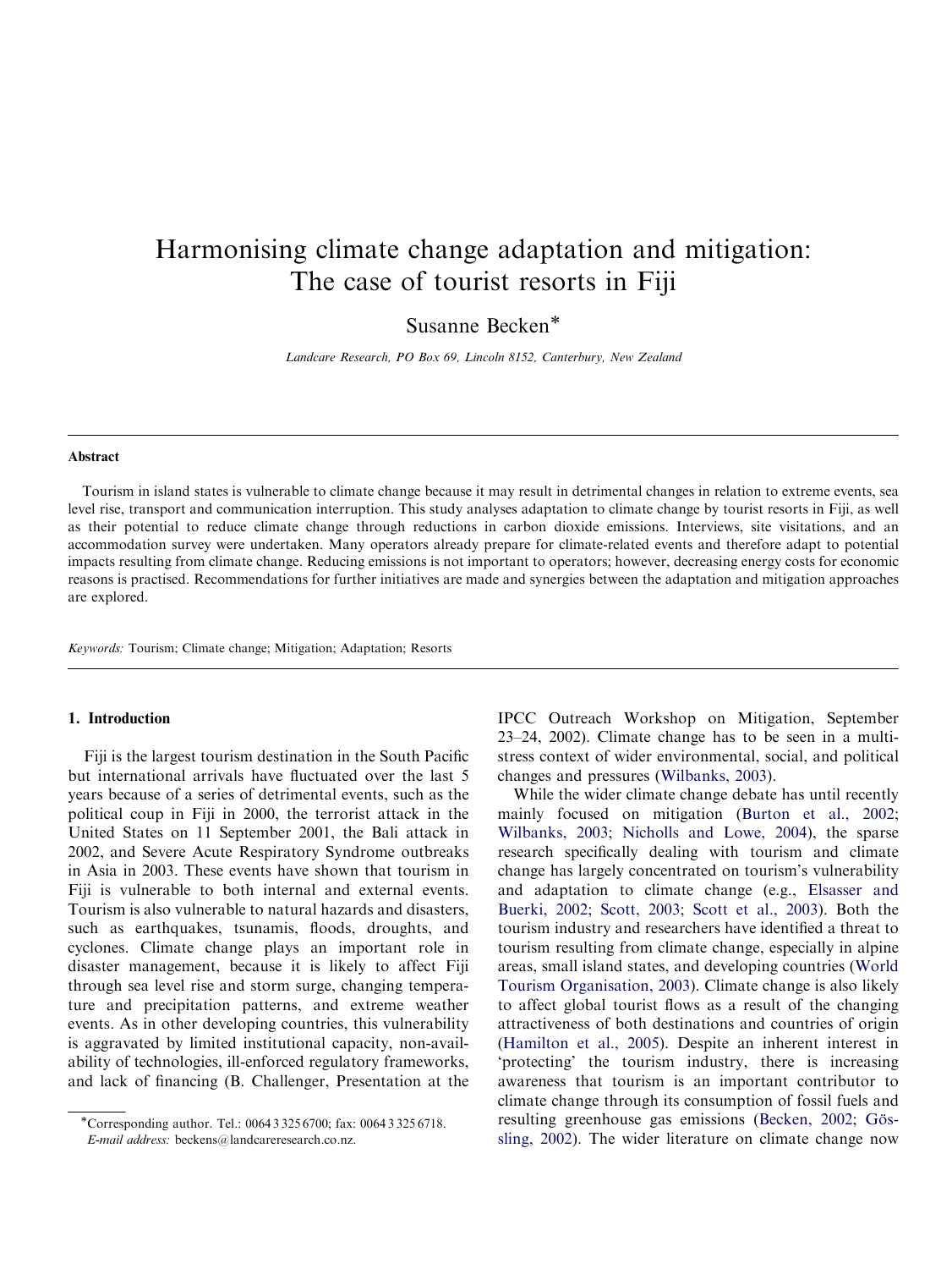# Harmonising climate change adaptation and mitigation: The case of tourist resorts in Fiji

Susanne Becken*

*Landcare Research, PO Box 69, Lincoln 8152, Canterbury, New Zealand*

## Abstract

Tourism in island states is vulnerable to climate change because it may result in detrimental changes in relation to extreme events, sea level rise, transport and communication interruption. This study analyses adaptation to climate change by tourist resorts in Fiji, as well as their potential to reduce climate change through reductions in carbon dioxide emissions. Interviews, site visitations, and an accommodation survey were undertaken. Many operators already prepare for climate-related events and therefore adapt to potential impacts resulting from climate change. Reducing emissions is not important to operators; however, decreasing energy costs for economic reasons is practised. Recommendations for further initiatives are made and synergies between the adaptation and mitigation approaches are explored.

*Keywords:* Tourism; Climate change; Mitigation; Adaptation; Resorts

## 1. Introduction

Fiji is the largest tourism destination in the South Pacific but international arrivals have fluctuated over the last 5 years because of a series of detrimental events, such as the political coup in Fiji in 2000, the terrorist attack in the United States on 11 September 2001, the Bali attack in 2002, and Severe Acute Respiratory Syndrome outbreaks in Asia in 2003. These events have shown that tourism in Fiji is vulnerable to both internal and external events. Tourism is also vulnerable to natural hazards and disasters, such as earthquakes, tsunamis, floods, droughts, and cyclones. Climate change plays an important role in disaster management, because it is likely to affect Fiji through sea level rise and storm surge, changing temperature and precipitation patterns, and extreme weather events. As in other developing countries, this vulnerability is aggravated by limited institutional capacity, non-availability of technologies, ill-enforced regulatory frameworks, and lack of financing (B. Challenger, Presentation at the IPCC Outreach Workshop on Mitigation, September 23–24, 2002). Climate change has to be seen in a multi-stress context of wider environmental, social, and political changes and pressures (Wilbanks, 2003).

While the wider climate change debate has until recently mainly focused on mitigation (Burton et al., 2002; Wilbanks, 2003; Nicholls and Lowe, 2004), the sparse research specifically dealing with tourism and climate change has largely concentrated on tourism's vulnerability and adaptation to climate change (e.g., Elsasser and Buerki, 2002; Scott, 2003; Scott et al., 2003). Both the tourism industry and researchers have identified a threat to tourism resulting from climate change, especially in alpine areas, small island states, and developing countries (World Tourism Organisation, 2003). Climate change is also likely to affect global tourist flows as a result of the changing attractiveness of both destinations and countries of origin (Hamilton et al., 2005). Despite an inherent interest in 'protecting' the tourism industry, there is increasing awareness that tourism is an important contributor to climate change through its consumption of fossil fuels and resulting greenhouse gas emissions (Becken, 2002; Gössling, 2002). The wider literature on climate change now

*Corresponding author. Tel.: 0064 3 325 6700; fax: 0064 3 325 6718.
*E-mail address:* beckens@landcareresearch.co.nz.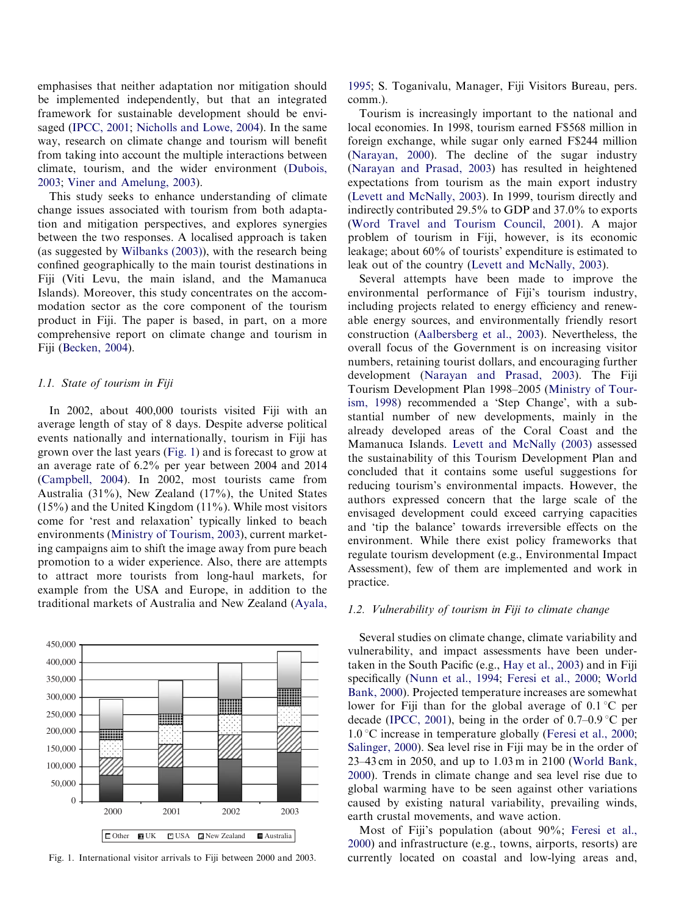emphasises that neither adaptation nor mitigation should be implemented independently, but that an integrated framework for sustainable development should be envisaged (IPCC, 2001; Nicholls and Lowe, 2004). In the same way, research on climate change and tourism will benefit from taking into account the multiple interactions between climate, tourism, and the wider environment (Dubois, 2003; Viner and Amelung, 2003).

This study seeks to enhance understanding of climate change issues associated with tourism from both adaptation and mitigation perspectives, and explores synergies between the two responses. A localised approach is taken (as suggested by Wilbanks (2003)), with the research being confined geographically to the main tourist destinations in Fiji (Viti Levu, the main island, and the Mamanuca Islands). Moreover, this study concentrates on the accommodation sector as the core component of the tourism product in Fiji. The paper is based, in part, on a more comprehensive report on climate change and tourism in Fiji (Becken, 2004).

### 1.1. State of tourism in Fiji

In 2002, about 400,000 tourists visited Fiji with an average length of stay of 8 days. Despite adverse political events nationally and internationally, tourism in Fiji has grown over the last years (Fig. 1) and is forecast to grow at an average rate of 6.2% per year between 2004 and 2014 (Campbell, 2004). In 2002, most tourists came from Australia (31%), New Zealand (17%), the United States (15%) and the United Kingdom (11%). While most visitors come for 'rest and relaxation' typically linked to beach environments (Ministry of Tourism, 2003), current marketing campaigns aim to shift the image away from pure beach promotion to a wider experience. Also, there are attempts to attract more tourists from long-haul markets, for example from the USA and Europe, in addition to the traditional markets of Australia and New Zealand (Ayala, 1995; S. Toganivalu, Manager, Fiji Visitors Bureau, pers. comm.).

Fig. 1. International visitor arrivals to Fiji between 2000 and 2003.

Tourism is increasingly important to the national and local economies. In 1998, tourism earned F$568 million in foreign exchange, while sugar only earned F$244 million (Narayan, 2000). The decline of the sugar industry (Narayan and Prasad, 2003) has resulted in heightened expectations from tourism as the main export industry (Levett and McNally, 2003). In 1999, tourism directly and indirectly contributed 29.5% to GDP and 37.0% to exports (Word Travel and Tourism Council, 2001). A major problem of tourism in Fiji, however, is its economic leakage; about 60% of tourists' expenditure is estimated to leak out of the country (Levett and McNally, 2003).

Several attempts have been made to improve the environmental performance of Fiji's tourism industry, including projects related to energy efficiency and renewable energy sources, and environmentally friendly resort construction (Aalbersberg et al., 2003). Nevertheless, the overall focus of the Government is on increasing visitor numbers, retaining tourist dollars, and encouraging further development (Narayan and Prasad, 2003). The Fiji Tourism Development Plan 1998–2005 (Ministry of Tourism, 1998) recommended a 'Step Change', with a substantial number of new developments, mainly in the already developed areas of the Coral Coast and the Mamanuca Islands. Levett and McNally (2003) assessed the sustainability of this Tourism Development Plan and concluded that it contains some useful suggestions for reducing tourism's environmental impacts. However, the authors expressed concern that the large scale of the envisaged development could exceed carrying capacities and 'tip the balance' towards irreversible effects on the environment. While there exist policy frameworks that regulate tourism development (e.g., Environmental Impact Assessment), few of them are implemented and work in practice.

### 1.2. Vulnerability of tourism in Fiji to climate change

Several studies on climate change, climate variability and vulnerability, and impact assessments have been undertaken in the South Pacific (e.g., Hay et al., 2003) and in Fiji specifically (Nunn et al., 1994; Feresi et al., 2000; World Bank, 2000). Projected temperature increases are somewhat lower for Fiji than for the global average of 0.1 °C per decade (IPCC, 2001), being in the order of 0.7–0.9 °C per 1.0 °C increase in temperature globally (Feresi et al., 2000; Salinger, 2000). Sea level rise in Fiji may be in the order of 23–43 cm in 2050, and up to 1.03 m in 2100 (World Bank, 2000). Trends in climate change and sea level rise due to global warming have to be seen against other variations caused by existing natural variability, prevailing winds, earth crustal movements, and wave action.

Most of Fiji's population (about 90%; Feresi et al., 2000) and infrastructure (e.g., towns, airports, resorts) are currently located on coastal and low-lying areas and,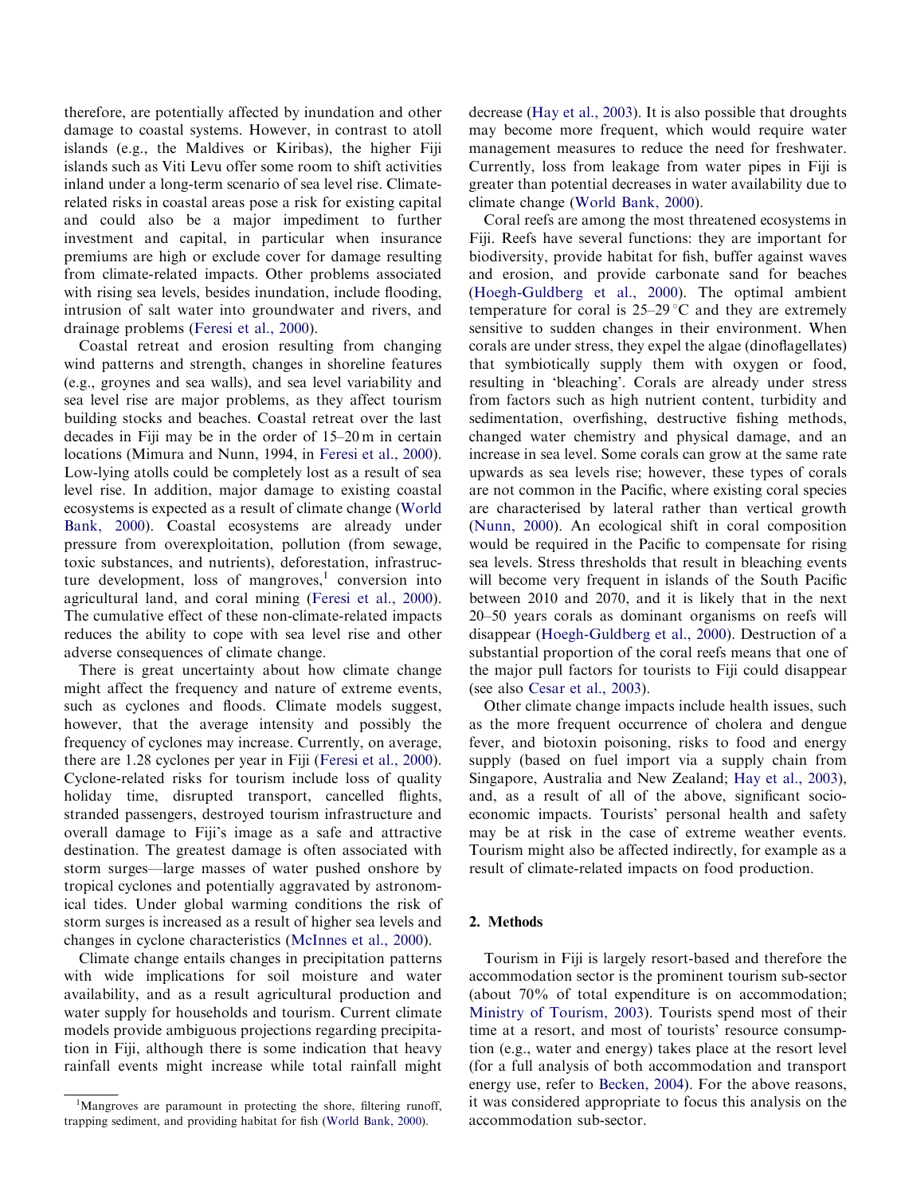therefore, are potentially affected by inundation and other damage to coastal systems. However, in contrast to atoll islands (e.g., the Maldives or Kiribas), the higher Fiji islands such as Viti Levu offer some room to shift activities inland under a long-term scenario of sea level rise. Climate-related risks in coastal areas pose a risk for existing capital and could also be a major impediment to further investment and capital, in particular when insurance premiums are high or exclude cover for damage resulting from climate-related impacts. Other problems associated with rising sea levels, besides inundation, include flooding, intrusion of salt water into groundwater and rivers, and drainage problems (Feresi et al., 2000).

Coastal retreat and erosion resulting from changing wind patterns and strength, changes in shoreline features (e.g., groynes and sea walls), and sea level variability and sea level rise are major problems, as they affect tourism building stocks and beaches. Coastal retreat over the last decades in Fiji may be in the order of 15–20 m in certain locations (Mimura and Nunn, 1994, in Feresi et al., 2000). Low-lying atolls could be completely lost as a result of sea level rise. In addition, major damage to existing coastal ecosystems is expected as a result of climate change (World Bank, 2000). Coastal ecosystems are already under pressure from overexploitation, pollution (from sewage, toxic substances, and nutrients), deforestation, infrastructure development, loss of mangroves,[1] conversion into agricultural land, and coral mining (Feresi et al., 2000). The cumulative effect of these non-climate-related impacts reduces the ability to cope with sea level rise and other adverse consequences of climate change.

There is great uncertainty about how climate change might affect the frequency and nature of extreme events, such as cyclones and floods. Climate models suggest, however, that the average intensity and possibly the frequency of cyclones may increase. Currently, on average, there are 1.28 cyclones per year in Fiji (Feresi et al., 2000). Cyclone-related risks for tourism include loss of quality holiday time, disrupted transport, cancelled flights, stranded passengers, destroyed tourism infrastructure and overall damage to Fiji's image as a safe and attractive destination. The greatest damage is often associated with storm surges—large masses of water pushed onshore by tropical cyclones and potentially aggravated by astronomical tides. Under global warming conditions the risk of storm surges is increased as a result of higher sea levels and changes in cyclone characteristics (McInnes et al., 2000).

Climate change entails changes in precipitation patterns with wide implications for soil moisture and water availability, and as a result agricultural production and water supply for households and tourism. Current climate models provide ambiguous projections regarding precipitation in Fiji, although there is some indication that heavy rainfall events might increase while total rainfall might decrease (Hay et al., 2003). It is also possible that droughts may become more frequent, which would require water management measures to reduce the need for freshwater. Currently, loss from leakage from water pipes in Fiji is greater than potential decreases in water availability due to climate change (World Bank, 2000).

Coral reefs are among the most threatened ecosystems in Fiji. Reefs have several functions: they are important for biodiversity, provide habitat for fish, buffer against waves and erosion, and provide carbonate sand for beaches (Hoegh-Guldberg et al., 2000). The optimal ambient temperature for coral is 25–29 °C and they are extremely sensitive to sudden changes in their environment. When corals are under stress, they expel the algae (dinoflagellates) that symbiotically supply them with oxygen or food, resulting in 'bleaching'. Corals are already under stress from factors such as high nutrient content, turbidity and sedimentation, overfishing, destructive fishing methods, changed water chemistry and physical damage, and an increase in sea level. Some corals can grow at the same rate upwards as sea levels rise; however, these types of corals are not common in the Pacific, where existing coral species are characterised by lateral rather than vertical growth (Nunn, 2000). An ecological shift in coral composition would be required in the Pacific to compensate for rising sea levels. Stress thresholds that result in bleaching events will become very frequent in islands of the South Pacific between 2010 and 2070, and it is likely that in the next 20–50 years corals as dominant organisms on reefs will disappear (Hoegh-Guldberg et al., 2000). Destruction of a substantial proportion of the coral reefs means that one of the major pull factors for tourists to Fiji could disappear (see also Cesar et al., 2003).

Other climate change impacts include health issues, such as the more frequent occurrence of cholera and dengue fever, and biotoxin poisoning, risks to food and energy supply (based on fuel import via a supply chain from Singapore, Australia and New Zealand; Hay et al., 2003), and, as a result of all of the above, significant socio-economic impacts. Tourists' personal health and safety may be at risk in the case of extreme weather events. Tourism might also be affected indirectly, for example as a result of climate-related impacts on food production.

## 2. Methods

Tourism in Fiji is largely resort-based and therefore the accommodation sector is the prominent tourism sub-sector (about 70% of total expenditure is on accommodation; Ministry of Tourism, 2003). Tourists spend most of their time at a resort, and most of tourists' resource consumption (e.g., water and energy) takes place at the resort level (for a full analysis of both accommodation and transport energy use, refer to Becken, 2004). For the above reasons, it was considered appropriate to focus this analysis on the accommodation sub-sector.

[1] Mangroves are paramount in protecting the shore, filtering runoff, trapping sediment, and providing habitat for fish (World Bank, 2000).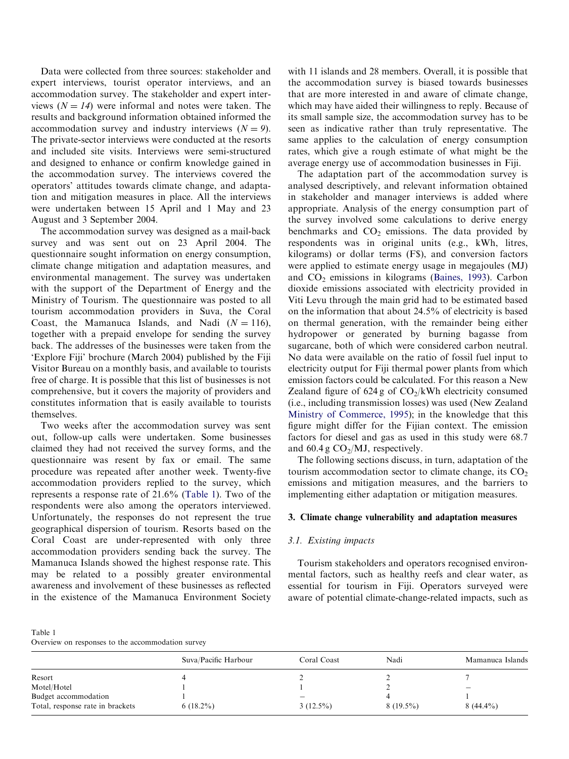Data were collected from three sources: stakeholder and expert interviews, tourist operator interviews, and an accommodation survey. The stakeholder and expert interviews ($N = 14$) were informal and notes were taken. The results and background information obtained informed the accommodation survey and industry interviews ($N = 9$). The private-sector interviews were conducted at the resorts and included site visits. Interviews were semi-structured and designed to enhance or confirm knowledge gained in the accommodation survey. The interviews covered the operators' attitudes towards climate change, and adaptation and mitigation measures in place. All the interviews were undertaken between 15 April and 1 May and 23 August and 3 September 2004.

The accommodation survey was designed as a mail-back survey and was sent out on 23 April 2004. The questionnaire sought information on energy consumption, climate change mitigation and adaptation measures, and environmental management. The survey was undertaken with the support of the Department of Energy and the Ministry of Tourism. The questionnaire was posted to all tourism accommodation providers in Suva, the Coral Coast, the Mamanuca Islands, and Nadi ($N = 116$), together with a prepaid envelope for sending the survey back. The addresses of the businesses were taken from the 'Explore Fiji' brochure (March 2004) published by the Fiji Visitor Bureau on a monthly basis, and available to tourists free of charge. It is possible that this list of businesses is not comprehensive, but it covers the majority of providers and constitutes information that is easily available to tourists themselves.

Two weeks after the accommodation survey was sent out, follow-up calls were undertaken. Some businesses claimed they had not received the survey forms, and the questionnaire was resent by fax or email. The same procedure was repeated after another week. Twenty-five accommodation providers replied to the survey, which represents a response rate of 21.6% (Table 1). Two of the respondents were also among the operators interviewed. Unfortunately, the responses do not represent the true geographical dispersion of tourism. Resorts based on the Coral Coast are under-represented with only three accommodation providers sending back the survey. The Mamanuca Islands showed the highest response rate. This may be related to a possibly greater environmental awareness and involvement of these businesses as reflected in the existence of the Mamanuca Environment Society with 11 islands and 28 members. Overall, it is possible that the accommodation survey is biased towards businesses that are more interested in and aware of climate change, which may have aided their willingness to reply. Because of its small sample size, the accommodation survey has to be seen as indicative rather than truly representative. The same applies to the calculation of energy consumption rates, which give a rough estimate of what might be the average energy use of accommodation businesses in Fiji.

The adaptation part of the accommodation survey is analysed descriptively, and relevant information obtained in stakeholder and manager interviews is added where appropriate. Analysis of the energy consumption part of the survey involved some calculations to derive energy benchmarks and $CO_2$ emissions. The data provided by respondents was in original units (e.g., kWh, litres, kilograms) or dollar terms (F$), and conversion factors were applied to estimate energy usage in megajoules (MJ) and $CO_2$ emissions in kilograms (Baines, 1993). Carbon dioxide emissions associated with electricity provided in Viti Levu through the main grid had to be estimated based on the information that about 24.5% of electricity is based on thermal generation, with the remainder being either hydropower or generated by burning bagasse from sugarcane, both of which were considered carbon neutral. No data were available on the ratio of fossil fuel input to electricity output for Fiji thermal power plants from which emission factors could be calculated. For this reason a New Zealand figure of 624 g of $CO_2$/kWh electricity consumed (i.e., including transmission losses) was used (New Zealand Ministry of Commerce, 1995); in the knowledge that this figure might differ for the Fijian context. The emission factors for diesel and gas as used in this study were 68.7 and 60.4 g $CO_2$/MJ, respectively.

The following sections discuss, in turn, adaptation of the tourism accommodation sector to climate change, its $CO_2$ emissions and mitigation measures, and the barriers to implementing either adaptation or mitigation measures.

## 3. Climate change vulnerability and adaptation measures

### 3.1. Existing impacts

Tourism stakeholders and operators recognised environmental factors, such as healthy reefs and clear water, as essential for tourism in Fiji. Operators surveyed were aware of potential climate-change-related impacts, such as

Table 1
Overview on responses to the accommodation survey

| | Suva/Pacific Harbour | Coral Coast | Nadi | Mamanuca Islands |
|---|---|---|---|---|
| Resort | 4 | 2 | 2 | 7 |
| Motel/Hotel | 1 | 1 | 2 | – |
| Budget accommodation | 1 | – | 4 | 1 |
| Total, response rate in brackets | 6 (18.2%) | 3 (12.5%) | 8 (19.5%) | 8 (44.4%) |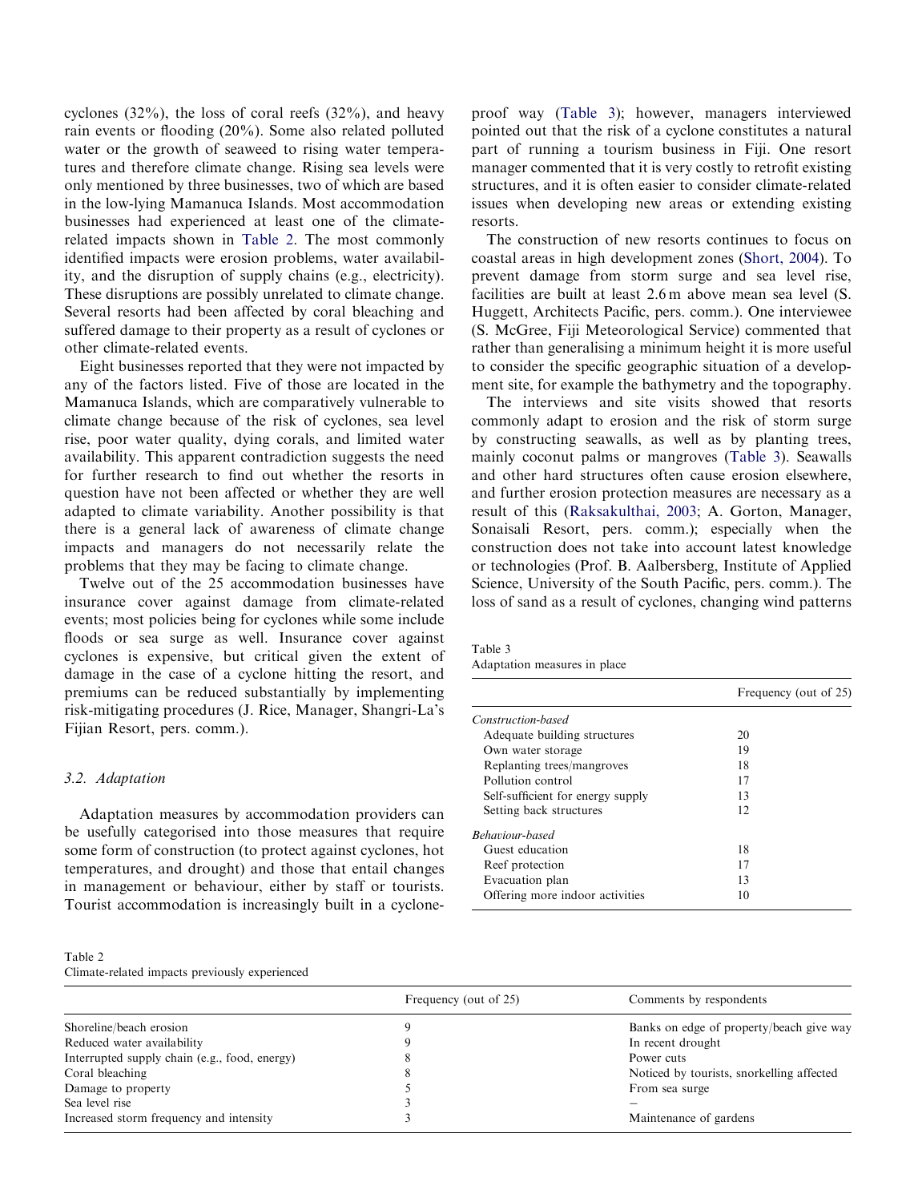cyclones (32%), the loss of coral reefs (32%), and heavy rain events or flooding (20%). Some also related polluted water or the growth of seaweed to rising water temperatures and therefore climate change. Rising sea levels were only mentioned by three businesses, two of which are based in the low-lying Mamanuca Islands. Most accommodation businesses had experienced at least one of the climate-related impacts shown in Table 2. The most commonly identified impacts were erosion problems, water availability, and the disruption of supply chains (e.g., electricity). These disruptions are possibly unrelated to climate change. Several resorts had been affected by coral bleaching and suffered damage to their property as a result of cyclones or other climate-related events.

Eight businesses reported that they were not impacted by any of the factors listed. Five of those are located in the Mamanuca Islands, which are comparatively vulnerable to climate change because of the risk of cyclones, sea level rise, poor water quality, dying corals, and limited water availability. This apparent contradiction suggests the need for further research to find out whether the resorts in question have not been affected or whether they are well adapted to climate variability. Another possibility is that there is a general lack of awareness of climate change impacts and managers do not necessarily relate the problems that they may be facing to climate change.

Twelve out of the 25 accommodation businesses have insurance cover against damage from climate-related events; most policies being for cyclones while some include floods or sea surge as well. Insurance cover against cyclones is expensive, but critical given the extent of damage in the case of a cyclone hitting the resort, and premiums can be reduced substantially by implementing risk-mitigating procedures (J. Rice, Manager, Shangri-La's Fijian Resort, pers. comm.).

### 3.2. Adaptation

Adaptation measures by accommodation providers can be usefully categorised into those measures that require some form of construction (to protect against cyclones, hot temperatures, and drought) and those that entail changes in management or behaviour, either by staff or tourists. Tourist accommodation is increasingly built in a cyclone-proof way (Table 3); however, managers interviewed pointed out that the risk of a cyclone constitutes a natural part of running a tourism business in Fiji. One resort manager commented that it is very costly to retrofit existing structures, and it is often easier to consider climate-related issues when developing new areas or extending existing resorts.

The construction of new resorts continues to focus on coastal areas in high development zones (Short, 2004). To prevent damage from storm surge and sea level rise, facilities are built at least 2.6 m above mean sea level (S. Huggett, Architects Pacific, pers. comm.). One interviewee (S. McGree, Fiji Meteorological Service) commented that rather than generalising a minimum height it is more useful to consider the specific geographic situation of a development site, for example the bathymetry and the topography.

The interviews and site visits showed that resorts commonly adapt to erosion and the risk of storm surge by constructing seawalls, as well as by planting trees, mainly coconut palms or mangroves (Table 3). Seawalls and other hard structures often cause erosion elsewhere, and further erosion protection measures are necessary as a result of this (Raksakulthai, 2003; A. Gorton, Manager, Sonaisali Resort, pers. comm.); especially when the construction does not take into account latest knowledge or technologies (Prof. B. Aalbersberg, Institute of Applied Science, University of the South Pacific, pers. comm.). The loss of sand as a result of cyclones, changing wind patterns

Table 3
Adaptation measures in place

| | Frequency (out of 25) |
|---|---|
| *Construction-based* | |
| Adequate building structures | 20 |
| Own water storage | 19 |
| Replanting trees/mangroves | 18 |
| Pollution control | 17 |
| Self-sufficient for energy supply | 13 |
| Setting back structures | 12 |
| *Behaviour-based* | |
| Guest education | 18 |
| Reef protection | 17 |
| Evacuation plan | 13 |
| Offering more indoor activities | 10 |

Table 2
Climate-related impacts previously experienced

| | Frequency (out of 25) | Comments by respondents |
|---|---|---|
| Shoreline/beach erosion | 9 | Banks on edge of property/beach give way |
| Reduced water availability | 9 | In recent drought |
| Interrupted supply chain (e.g., food, energy) | 8 | Power cuts |
| Coral bleaching | 8 | Noticed by tourists, snorkelling affected |
| Damage to property | 5 | From sea surge |
| Sea level rise | 3 | – |
| Increased storm frequency and intensity | 3 | Maintenance of gardens |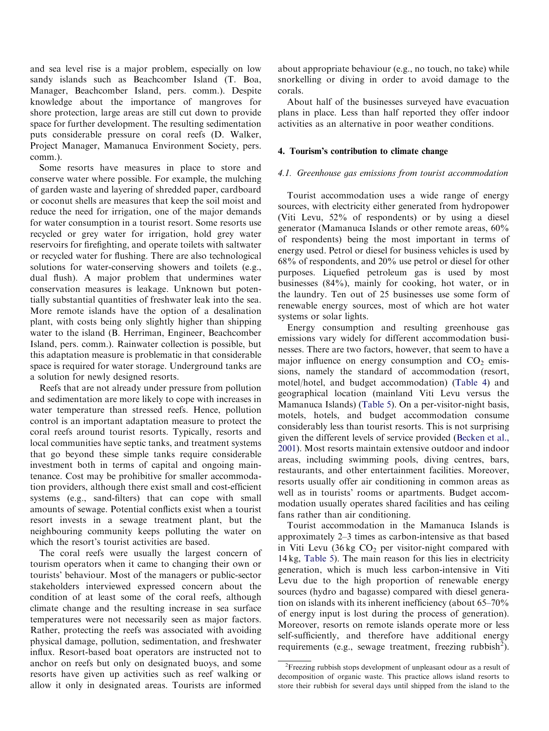and sea level rise is a major problem, especially on low sandy islands such as Beachcomber Island (T. Boa, Manager, Beachcomber Island, pers. comm.). Despite knowledge about the importance of mangroves for shore protection, large areas are still cut down to provide space for further development. The resulting sedimentation puts considerable pressure on coral reefs (D. Walker, Project Manager, Mamanuca Environment Society, pers. comm.).

Some resorts have measures in place to store and conserve water where possible. For example, the mulching of garden waste and layering of shredded paper, cardboard or coconut shells are measures that keep the soil moist and reduce the need for irrigation, one of the major demands for water consumption in a tourist resort. Some resorts use recycled or grey water for irrigation, hold grey water reservoirs for firefighting, and operate toilets with saltwater or recycled water for flushing. There are also technological solutions for water-conserving showers and toilets (e.g., dual flush). A major problem that undermines water conservation measures is leakage. Unknown but potentially substantial quantities of freshwater leak into the sea. More remote islands have the option of a desalination plant, with costs being only slightly higher than shipping water to the island (B. Herriman, Engineer, Beachcomber Island, pers. comm.). Rainwater collection is possible, but this adaptation measure is problematic in that considerable space is required for water storage. Underground tanks are a solution for newly designed resorts.

Reefs that are not already under pressure from pollution and sedimentation are more likely to cope with increases in water temperature than stressed reefs. Hence, pollution control is an important adaptation measure to protect the coral reefs around tourist resorts. Typically, resorts and local communities have septic tanks, and treatment systems that go beyond these simple tanks require considerable investment both in terms of capital and ongoing maintenance. Cost may be prohibitive for smaller accommodation providers, although there exist small and cost-efficient systems (e.g., sand-filters) that can cope with small amounts of sewage. Potential conflicts exist when a tourist resort invests in a sewage treatment plant, but the neighbouring community keeps polluting the water on which the resort's tourist activities are based.

The coral reefs were usually the largest concern of tourism operators when it came to changing their own or tourists' behaviour. Most of the managers or public-sector stakeholders interviewed expressed concern about the condition of at least some of the coral reefs, although climate change and the resulting increase in sea surface temperatures were not necessarily seen as major factors. Rather, protecting the reefs was associated with avoiding physical damage, pollution, sedimentation, and freshwater influx. Resort-based boat operators are instructed not to anchor on reefs but only on designated buoys, and some resorts have given up activities such as reef walking or allow it only in designated areas. Tourists are informed about appropriate behaviour (e.g., no touch, no take) while snorkelling or diving in order to avoid damage to the corals.

About half of the businesses surveyed have evacuation plans in place. Less than half reported they offer indoor activities as an alternative in poor weather conditions.

## 4. Tourism's contribution to climate change

### 4.1. Greenhouse gas emissions from tourist accommodation

Tourist accommodation uses a wide range of energy sources, with electricity either generated from hydropower (Viti Levu, 52% of respondents) or by using a diesel generator (Mamanuca Islands or other remote areas, 60% of respondents) being the most important in terms of energy used. Petrol or diesel for business vehicles is used by 68% of respondents, and 20% use petrol or diesel for other purposes. Liquefied petroleum gas is used by most businesses (84%), mainly for cooking, hot water, or in the laundry. Ten out of 25 businesses use some form of renewable energy sources, most of which are hot water systems or solar lights.

Energy consumption and resulting greenhouse gas emissions vary widely for different accommodation businesses. There are two factors, however, that seem to have a major influence on energy consumption and $CO_2$ emissions, namely the standard of accommodation (resort, motel/hotel, and budget accommodation) (Table 4) and geographical location (mainland Viti Levu versus the Mamanuca Islands) (Table 5). On a per-visitor-night basis, motels, hotels, and budget accommodation consume considerably less than tourist resorts. This is not surprising given the different levels of service provided (Becken et al., 2001). Most resorts maintain extensive outdoor and indoor areas, including swimming pools, diving centres, bars, restaurants, and other entertainment facilities. Moreover, resorts usually offer air conditioning in common areas as well as in tourists' rooms or apartments. Budget accommodation usually operates shared facilities and has ceiling fans rather than air conditioning.

Tourist accommodation in the Mamanuca Islands is approximately 2–3 times as carbon-intensive as that based in Viti Levu (36 kg $CO_2$ per visitor-night compared with 14 kg, Table 5). The main reason for this lies in electricity generation, which is much less carbon-intensive in Viti Levu due to the high proportion of renewable energy sources (hydro and bagasse) compared with diesel generation on islands with its inherent inefficiency (about 65–70% of energy input is lost during the process of generation). Moreover, resorts on remote islands operate more or less self-sufficiently, and therefore have additional energy requirements (e.g., sewage treatment, freezing rubbish[2]).

[2]Freezing rubbish stops development of unpleasant odour as a result of decomposition of organic waste. This practice allows island resorts to store their rubbish for several days until shipped from the island to the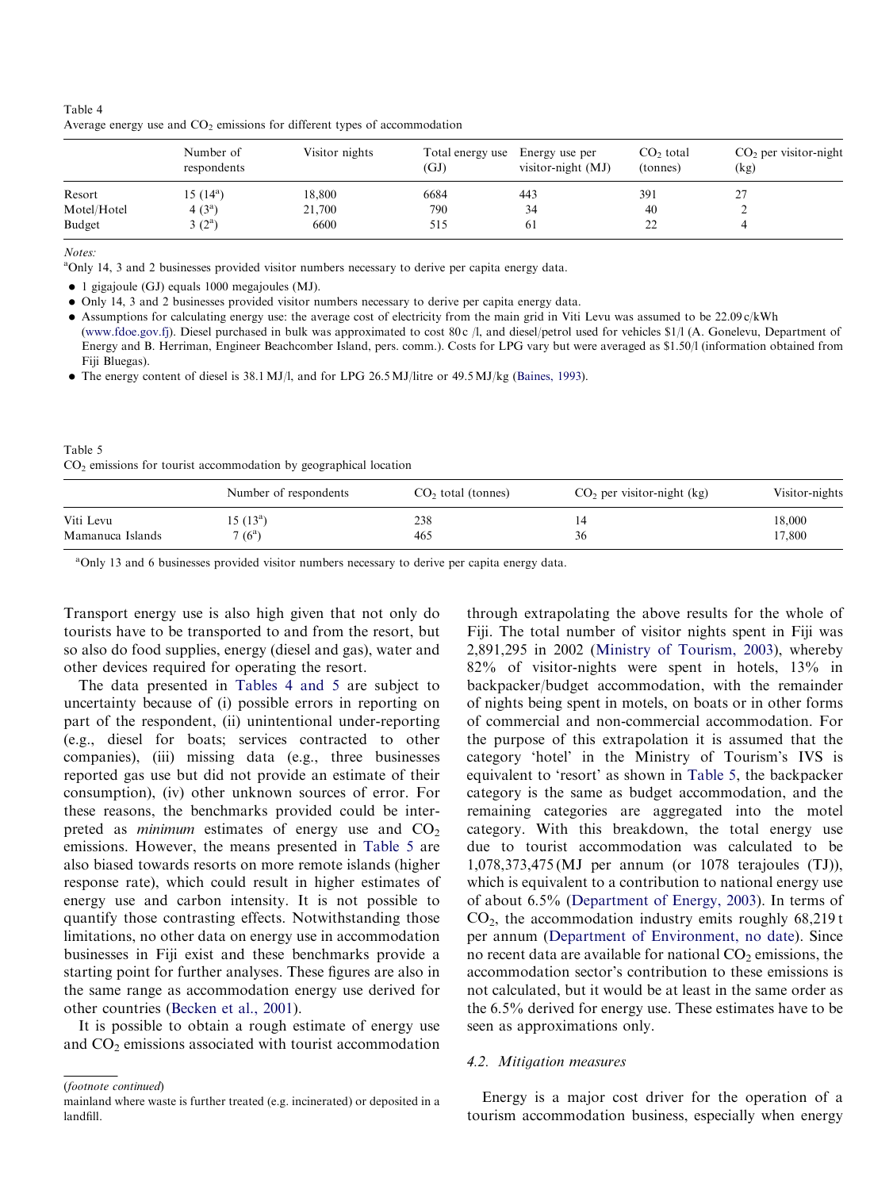Table 4
Average energy use and $CO_2$ emissions for different types of accommodation

| | Number of respondents | Visitor nights | Total energy use (GJ) | Energy use per visitor-night (MJ) | $CO_2$ total (tonnes) | $CO_2$ per visitor-night (kg) |
|---|---|---|---|---|---|---|
| Resort | 15 (14[a]) | 18,800 | 6684 | 443 | 391 | 27 |
| Motel/Hotel | 4 (3[a]) | 21,700 | 790 | 34 | 40 | 2 |
| Budget | 3 (2[a]) | 6600 | 515 | 61 | 22 | 4 |

*Notes:*
[a]Only 14, 3 and 2 businesses provided visitor numbers necessary to derive per capita energy data.

- 1 gigajoule (GJ) equals 1000 megajoules (MJ).
- Only 14, 3 and 2 businesses provided visitor numbers necessary to derive per capita energy data.
- Assumptions for calculating energy use: the average cost of electricity from the main grid in Viti Levu was assumed to be 22.09 c/kWh (www.fdoe.gov.fj). Diesel purchased in bulk was approximated to cost 80 c /l, and diesel/petrol used for vehicles $1/l (A. Gonelevu, Department of Energy and B. Herriman, Engineer Beachcomber Island, pers. comm.). Costs for LPG vary but were averaged as $1.50/l (information obtained from Fiji Bluegas).
- The energy content of diesel is 38.1 MJ/l, and for LPG 26.5 MJ/litre or 49.5 MJ/kg (Baines, 1993).

Table 5
$CO_2$ emissions for tourist accommodation by geographical location

| | Number of respondents | $CO_2$ total (tonnes) | $CO_2$ per visitor-night (kg) | Visitor-nights |
|---|---|---|---|---|
| Viti Levu | 15 (13[a]) | 238 | 14 | 18,000 |
| Mamanuca Islands | 7 (6[a]) | 465 | 36 | 17,800 |

[a]Only 13 and 6 businesses provided visitor numbers necessary to derive per capita energy data.

Transport energy use is also high given that not only do tourists have to be transported to and from the resort, but so also do food supplies, energy (diesel and gas), water and other devices required for operating the resort.

The data presented in Tables 4 and 5 are subject to uncertainty because of (i) possible errors in reporting on part of the respondent, (ii) unintentional under-reporting (e.g., diesel for boats; services contracted to other companies), (iii) missing data (e.g., three businesses reported gas use but did not provide an estimate of their consumption), (iv) other unknown sources of error. For these reasons, the benchmarks provided could be interpreted as *minimum* estimates of energy use and $CO_2$ emissions. However, the means presented in Table 5 are also biased towards resorts on more remote islands (higher response rate), which could result in higher estimates of energy use and carbon intensity. It is not possible to quantify those contrasting effects. Notwithstanding those limitations, no other data on energy use in accommodation businesses in Fiji exist and these benchmarks provide a starting point for further analyses. These figures are also in the same range as accommodation energy use derived for other countries (Becken et al., 2001).

It is possible to obtain a rough estimate of energy use and $CO_2$ emissions associated with tourist accommodation through extrapolating the above results for the whole of Fiji. The total number of visitor nights spent in Fiji was 2,891,295 in 2002 (Ministry of Tourism, 2003), whereby 82% of visitor-nights were spent in hotels, 13% in backpacker/budget accommodation, with the remainder of nights being spent in motels, on boats or in other forms of commercial and non-commercial accommodation. For the purpose of this extrapolation it is assumed that the category 'hotel' in the Ministry of Tourism's IVS is equivalent to 'resort' as shown in Table 5, the backpacker category is the same as budget accommodation, and the remaining categories are aggregated into the motel category. With this breakdown, the total energy use due to tourist accommodation was calculated to be 1,078,373,475 (MJ per annum (or 1078 terajoules (TJ)), which is equivalent to a contribution to national energy use of about 6.5% (Department of Energy, 2003). In terms of $CO_2$, the accommodation industry emits roughly 68,219 t per annum (Department of Environment, no date). Since no recent data are available for national $CO_2$ emissions, the accommodation sector's contribution to these emissions is not calculated, but it would be at least in the same order as the 6.5% derived for energy use. These estimates have to be seen as approximations only.

### 4.2. Mitigation measures

Energy is a major cost driver for the operation of a tourism accommodation business, especially when energy

(*footnote continued*)
mainland where waste is further treated (e.g. incinerated) or deposited in a landfill.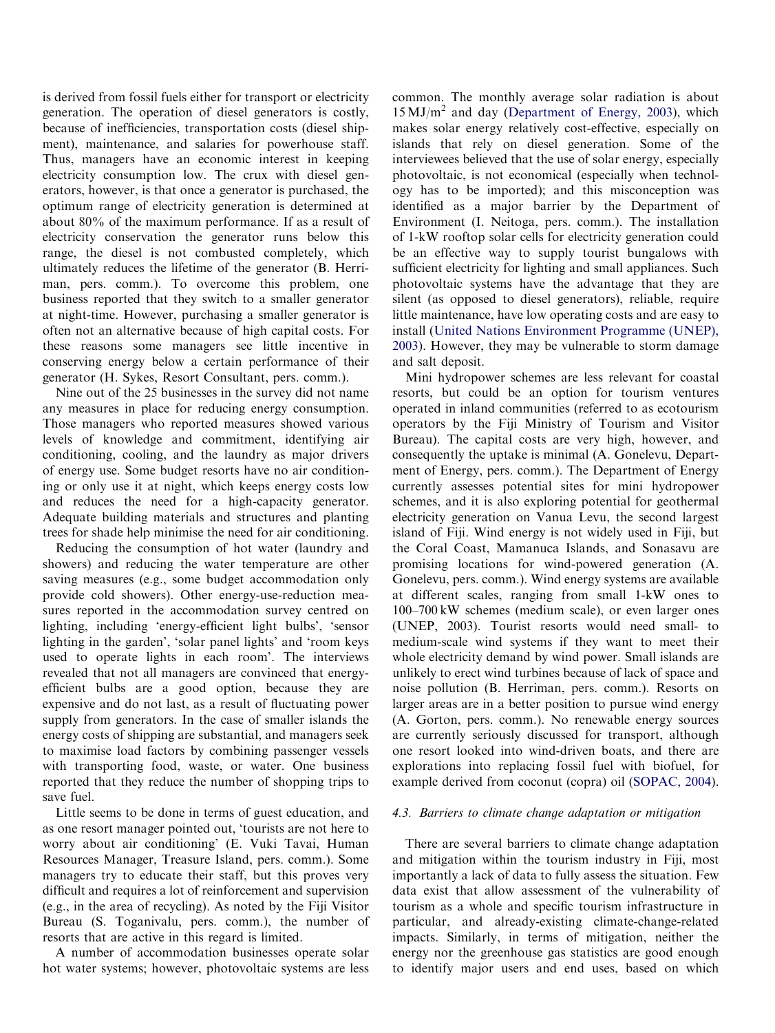is derived from fossil fuels either for transport or electricity generation. The operation of diesel generators is costly, because of inefficiencies, transportation costs (diesel shipment), maintenance, and salaries for powerhouse staff. Thus, managers have an economic interest in keeping electricity consumption low. The crux with diesel generators, however, is that once a generator is purchased, the optimum range of electricity generation is determined at about 80% of the maximum performance. If as a result of electricity conservation the generator runs below this range, the diesel is not combusted completely, which ultimately reduces the lifetime of the generator (B. Herriman, pers. comm.). To overcome this problem, one business reported that they switch to a smaller generator at night-time. However, purchasing a smaller generator is often not an alternative because of high capital costs. For these reasons some managers see little incentive in conserving energy below a certain performance of their generator (H. Sykes, Resort Consultant, pers. comm.).

Nine out of the 25 businesses in the survey did not name any measures in place for reducing energy consumption. Those managers who reported measures showed various levels of knowledge and commitment, identifying air conditioning, cooling, and the laundry as major drivers of energy use. Some budget resorts have no air conditioning or only use it at night, which keeps energy costs low and reduces the need for a high-capacity generator. Adequate building materials and structures and planting trees for shade help minimise the need for air conditioning.

Reducing the consumption of hot water (laundry and showers) and reducing the water temperature are other saving measures (e.g., some budget accommodation only provide cold showers). Other energy-use-reduction measures reported in the accommodation survey centred on lighting, including 'energy-efficient light bulbs', 'sensor lighting in the garden', 'solar panel lights' and 'room keys used to operate lights in each room'. The interviews revealed that not all managers are convinced that energy-efficient bulbs are a good option, because they are expensive and do not last, as a result of fluctuating power supply from generators. In the case of smaller islands the energy costs of shipping are substantial, and managers seek to maximise load factors by combining passenger vessels with transporting food, waste, or water. One business reported that they reduce the number of shopping trips to save fuel.

Little seems to be done in terms of guest education, and as one resort manager pointed out, 'tourists are not here to worry about air conditioning' (E. Vuki Tavai, Human Resources Manager, Treasure Island, pers. comm.). Some managers try to educate their staff, but this proves very difficult and requires a lot of reinforcement and supervision (e.g., in the area of recycling). As noted by the Fiji Visitor Bureau (S. Toganivalu, pers. comm.), the number of resorts that are active in this regard is limited.

A number of accommodation businesses operate solar hot water systems; however, photovoltaic systems are less common. The monthly average solar radiation is about 15 MJ/m$^2$ and day (Department of Energy, 2003), which makes solar energy relatively cost-effective, especially on islands that rely on diesel generation. Some of the interviewees believed that the use of solar energy, especially photovoltaic, is not economical (especially when technology has to be imported); and this misconception was identified as a major barrier by the Department of Environment (I. Neitoga, pers. comm.). The installation of 1-kW rooftop solar cells for electricity generation could be an effective way to supply tourist bungalows with sufficient electricity for lighting and small appliances. Such photovoltaic systems have the advantage that they are silent (as opposed to diesel generators), reliable, require little maintenance, have low operating costs and are easy to install (United Nations Environment Programme (UNEP), 2003). However, they may be vulnerable to storm damage and salt deposit.

Mini hydropower schemes are less relevant for coastal resorts, but could be an option for tourism ventures operated in inland communities (referred to as ecotourism operators by the Fiji Ministry of Tourism and Visitor Bureau). The capital costs are very high, however, and consequently the uptake is minimal (A. Gonelevu, Department of Energy, pers. comm.). The Department of Energy currently assesses potential sites for mini hydropower schemes, and it is also exploring potential for geothermal electricity generation on Vanua Levu, the second largest island of Fiji. Wind energy is not widely used in Fiji, but the Coral Coast, Mamanuca Islands, and Sonasavu are promising locations for wind-powered generation (A. Gonelevu, pers. comm.). Wind energy systems are available at different scales, ranging from small 1-kW ones to 100–700 kW schemes (medium scale), or even larger ones (UNEP, 2003). Tourist resorts would need small- to medium-scale wind systems if they want to meet their whole electricity demand by wind power. Small islands are unlikely to erect wind turbines because of lack of space and noise pollution (B. Herriman, pers. comm.). Resorts on larger areas are in a better position to pursue wind energy (A. Gorton, pers. comm.). No renewable energy sources are currently seriously discussed for transport, although one resort looked into wind-driven boats, and there are explorations into replacing fossil fuel with biofuel, for example derived from coconut (copra) oil (SOPAC, 2004).

#### *4.3. Barriers to climate change adaptation or mitigation*

There are several barriers to climate change adaptation and mitigation within the tourism industry in Fiji, most importantly a lack of data to fully assess the situation. Few data exist that allow assessment of the vulnerability of tourism as a whole and specific tourism infrastructure in particular, and already-existing climate-change-related impacts. Similarly, in terms of mitigation, neither the energy nor the greenhouse gas statistics are good enough to identify major users and end uses, based on which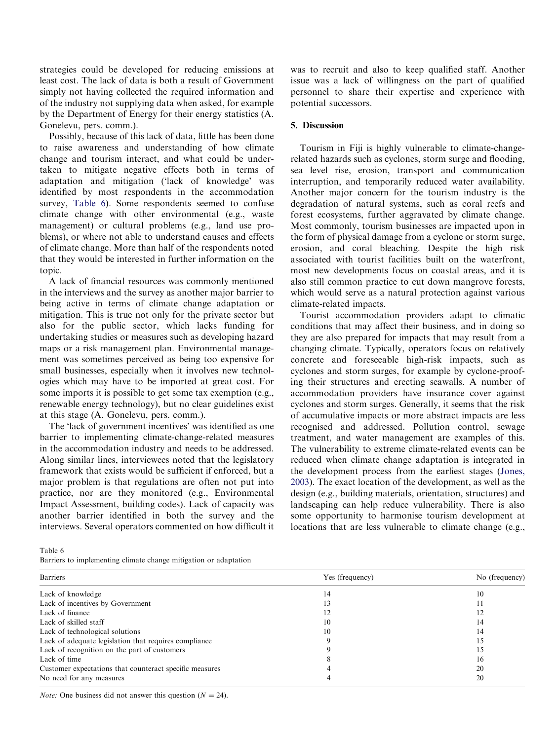strategies could be developed for reducing emissions at least cost. The lack of data is both a result of Government simply not having collected the required information and of the industry not supplying data when asked, for example by the Department of Energy for their energy statistics (A. Gonelevu, pers. comm.).

Possibly, because of this lack of data, little has been done to raise awareness and understanding of how climate change and tourism interact, and what could be undertaken to mitigate negative effects both in terms of adaptation and mitigation ('lack of knowledge' was identified by most respondents in the accommodation survey, Table 6). Some respondents seemed to confuse climate change with other environmental (e.g., waste management) or cultural problems (e.g., land use problems), or where not able to understand causes and effects of climate change. More than half of the respondents noted that they would be interested in further information on the topic.

A lack of financial resources was commonly mentioned in the interviews and the survey as another major barrier to being active in terms of climate change adaptation or mitigation. This is true not only for the private sector but also for the public sector, which lacks funding for undertaking studies or measures such as developing hazard maps or a risk management plan. Environmental management was sometimes perceived as being too expensive for small businesses, especially when it involves new technologies which may have to be imported at great cost. For some imports it is possible to get some tax exemption (e.g., renewable energy technology), but no clear guidelines exist at this stage (A. Gonelevu, pers. comm.).

The 'lack of government incentives' was identified as one barrier to implementing climate-change-related measures in the accommodation industry and needs to be addressed. Along similar lines, interviewees noted that the legislatory framework that exists would be sufficient if enforced, but a major problem is that regulations are often not put into practice, nor are they monitored (e.g., Environmental Impact Assessment, building codes). Lack of capacity was another barrier identified in both the survey and the interviews. Several operators commented on how difficult it was to recruit and also to keep qualified staff. Another issue was a lack of willingness on the part of qualified personnel to share their expertise and experience with potential successors.

## 5. Discussion

Tourism in Fiji is highly vulnerable to climate-change-related hazards such as cyclones, storm surge and flooding, sea level rise, erosion, transport and communication interruption, and temporarily reduced water availability. Another major concern for the tourism industry is the degradation of natural systems, such as coral reefs and forest ecosystems, further aggravated by climate change. Most commonly, tourism businesses are impacted upon in the form of physical damage from a cyclone or storm surge, erosion, and coral bleaching. Despite the high risk associated with tourist facilities built on the waterfront, most new developments focus on coastal areas, and it is also still common practice to cut down mangrove forests, which would serve as a natural protection against various climate-related impacts.

Tourist accommodation providers adapt to climatic conditions that may affect their business, and in doing so they are also prepared for impacts that may result from a changing climate. Typically, operators focus on relatively concrete and foreseeable high-risk impacts, such as cyclones and storm surges, for example by cyclone-proofing their structures and erecting seawalls. A number of accommodation providers have insurance cover against cyclones and storm surges. Generally, it seems that the risk of accumulative impacts or more abstract impacts are less recognised and addressed. Pollution control, sewage treatment, and water management are examples of this. The vulnerability to extreme climate-related events can be reduced when climate change adaptation is integrated in the development process from the earliest stages (Jones, 2003). The exact location of the development, as well as the design (e.g., building materials, orientation, structures) and landscaping can help reduce vulnerability. There is also some opportunity to harmonise tourism development at locations that are less vulnerable to climate change (e.g.,

Table 6
Barriers to implementing climate change mitigation or adaptation

| Barriers | Yes (frequency) | No (frequency) |
|---|---|---|
| Lack of knowledge | 14 | 10 |
| Lack of incentives by Government | 13 | 11 |
| Lack of finance | 12 | 12 |
| Lack of skilled staff | 10 | 14 |
| Lack of technological solutions | 10 | 14 |
| Lack of adequate legislation that requires compliance | 9 | 15 |
| Lack of recognition on the part of customers | 9 | 15 |
| Lack of time | 8 | 16 |
| Customer expectations that counteract specific measures | 4 | 20 |
| No need for any measures | 4 | 20 |

*Note:* One business did not answer this question ($N = 24$).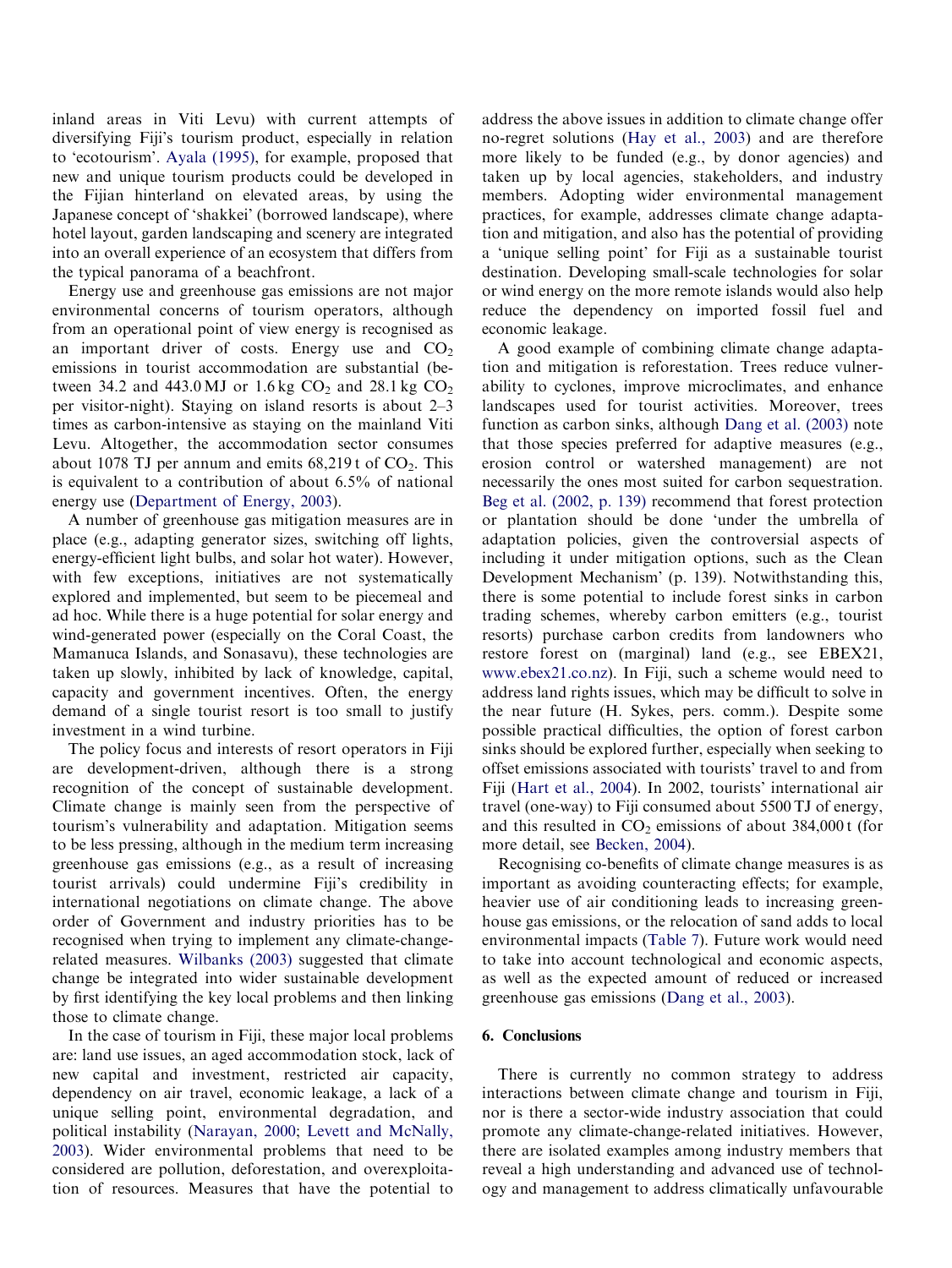inland areas in Viti Levu) with current attempts of diversifying Fiji's tourism product, especially in relation to 'ecotourism'. Ayala (1995), for example, proposed that new and unique tourism products could be developed in the Fijian hinterland on elevated areas, by using the Japanese concept of 'shakkei' (borrowed landscape), where hotel layout, garden landscaping and scenery are integrated into an overall experience of an ecosystem that differs from the typical panorama of a beachfront.

Energy use and greenhouse gas emissions are not major environmental concerns of tourism operators, although from an operational point of view energy is recognised as an important driver of costs. Energy use and $CO_2$ emissions in tourist accommodation are substantial (between 34.2 and 443.0 MJ or 1.6 kg $CO_2$ and 28.1 kg $CO_2$ per visitor-night). Staying on island resorts is about 2–3 times as carbon-intensive as staying on the mainland Viti Levu. Altogether, the accommodation sector consumes about 1078 TJ per annum and emits 68,219 t of $CO_2$. This is equivalent to a contribution of about 6.5% of national energy use (Department of Energy, 2003).

A number of greenhouse gas mitigation measures are in place (e.g., adapting generator sizes, switching off lights, energy-efficient light bulbs, and solar hot water). However, with few exceptions, initiatives are not systematically explored and implemented, but seem to be piecemeal and ad hoc. While there is a huge potential for solar energy and wind-generated power (especially on the Coral Coast, the Mamanuca Islands, and Sonasavu), these technologies are taken up slowly, inhibited by lack of knowledge, capital, capacity and government incentives. Often, the energy demand of a single tourist resort is too small to justify investment in a wind turbine.

The policy focus and interests of resort operators in Fiji are development-driven, although there is a strong recognition of the concept of sustainable development. Climate change is mainly seen from the perspective of tourism's vulnerability and adaptation. Mitigation seems to be less pressing, although in the medium term increasing greenhouse gas emissions (e.g., as a result of increasing tourist arrivals) could undermine Fiji's credibility in international negotiations on climate change. The above order of Government and industry priorities has to be recognised when trying to implement any climate-change-related measures. Wilbanks (2003) suggested that climate change be integrated into wider sustainable development by first identifying the key local problems and then linking those to climate change.

In the case of tourism in Fiji, these major local problems are: land use issues, an aged accommodation stock, lack of new capital and investment, restricted air capacity, dependency on air travel, economic leakage, a lack of a unique selling point, environmental degradation, and political instability (Narayan, 2000; Levett and McNally, 2003). Wider environmental problems that need to be considered are pollution, deforestation, and overexploitation of resources. Measures that have the potential to address the above issues in addition to climate change offer no-regret solutions (Hay et al., 2003) and are therefore more likely to be funded (e.g., by donor agencies) and taken up by local agencies, stakeholders, and industry members. Adopting wider environmental management practices, for example, addresses climate change adaptation and mitigation, and also has the potential of providing a 'unique selling point' for Fiji as a sustainable tourist destination. Developing small-scale technologies for solar or wind energy on the more remote islands would also help reduce the dependency on imported fossil fuel and economic leakage.

A good example of combining climate change adaptation and mitigation is reforestation. Trees reduce vulnerability to cyclones, improve microclimates, and enhance landscapes used for tourist activities. Moreover, trees function as carbon sinks, although Dang et al. (2003) note that those species preferred for adaptive measures (e.g., erosion control or watershed management) are not necessarily the ones most suited for carbon sequestration. Beg et al. (2002, p. 139) recommend that forest protection or plantation should be done 'under the umbrella of adaptation policies, given the controversial aspects of including it under mitigation options, such as the Clean Development Mechanism' (p. 139). Notwithstanding this, there is some potential to include forest sinks in carbon trading schemes, whereby carbon emitters (e.g., tourist resorts) purchase carbon credits from landowners who restore forest on (marginal) land (e.g., see EBEX21, www.ebex21.co.nz). In Fiji, such a scheme would need to address land rights issues, which may be difficult to solve in the near future (H. Sykes, pers. comm.). Despite some possible practical difficulties, the option of forest carbon sinks should be explored further, especially when seeking to offset emissions associated with tourists' travel to and from Fiji (Hart et al., 2004). In 2002, tourists' international air travel (one-way) to Fiji consumed about 5500 TJ of energy, and this resulted in $CO_2$ emissions of about 384,000 t (for more detail, see Becken, 2004).

Recognising co-benefits of climate change measures is as important as avoiding counteracting effects; for example, heavier use of air conditioning leads to increasing greenhouse gas emissions, or the relocation of sand adds to local environmental impacts (Table 7). Future work would need to take into account technological and economic aspects, as well as the expected amount of reduced or increased greenhouse gas emissions (Dang et al., 2003).

## 6. Conclusions

There is currently no common strategy to address interactions between climate change and tourism in Fiji, nor is there a sector-wide industry association that could promote any climate-change-related initiatives. However, there are isolated examples among industry members that reveal a high understanding and advanced use of technology and management to address climatically unfavourable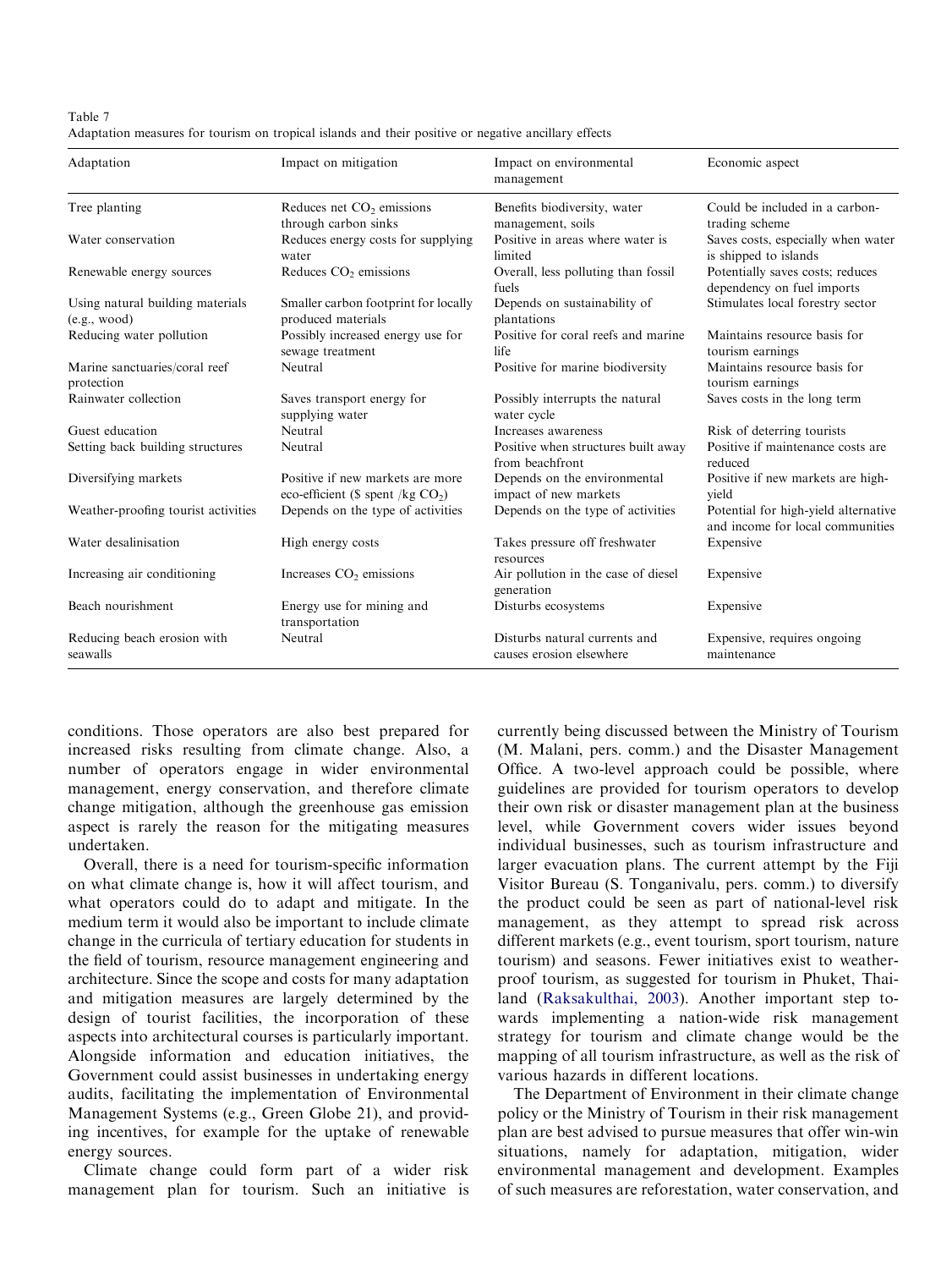Table 7
Adaptation measures for tourism on tropical islands and their positive or negative ancillary effects

| Adaptation | Impact on mitigation | Impact on environmental management | Economic aspect |
|---|---|---|---|
| Tree planting | Reduces net $CO_2$ emissions through carbon sinks | Benefits biodiversity, water management, soils | Could be included in a carbon-trading scheme |
| Water conservation | Reduces energy costs for supplying water | Positive in areas where water is limited | Saves costs, especially when water is shipped to islands |
| Renewable energy sources | Reduces $CO_2$ emissions | Overall, less polluting than fossil fuels | Potentially saves costs; reduces dependency on fuel imports |
| Using natural building materials (e.g., wood) | Smaller carbon footprint for locally produced materials | Depends on sustainability of plantations | Stimulates local forestry sector |
| Reducing water pollution | Possibly increased energy use for sewage treatment | Positive for coral reefs and marine life | Maintains resource basis for tourism earnings |
| Marine sanctuaries/coral reef protection | Neutral | Positive for marine biodiversity | Maintains resource basis for tourism earnings |
| Rainwater collection | Saves transport energy for supplying water | Possibly interrupts the natural water cycle | Saves costs in the long term |
| Guest education | Neutral | Increases awareness | Risk of deterring tourists |
| Setting back building structures | Neutral | Positive when structures built away from beachfront | Positive if maintenance costs are reduced |
| Diversifying markets | Positive if new markets are more eco-efficient ($ spent /kg $CO_2$) | Depends on the environmental impact of new markets | Positive if new markets are high-yield |
| Weather-proofing tourist activities | Depends on the type of activities | Depends on the type of activities | Potential for high-yield alternative and income for local communities |
| Water desalinisation | High energy costs | Takes pressure off freshwater resources | Expensive |
| Increasing air conditioning | Increases $CO_2$ emissions | Air pollution in the case of diesel generation | Expensive |
| Beach nourishment | Energy use for mining and transportation | Disturbs ecosystems | Expensive |
| Reducing beach erosion with seawalls | Neutral | Disturbs natural currents and causes erosion elsewhere | Expensive, requires ongoing maintenance |

conditions. Those operators are also best prepared for increased risks resulting from climate change. Also, a number of operators engage in wider environmental management, energy conservation, and therefore climate change mitigation, although the greenhouse gas emission aspect is rarely the reason for the mitigating measures undertaken.

Overall, there is a need for tourism-specific information on what climate change is, how it will affect tourism, and what operators could do to adapt and mitigate. In the medium term it would also be important to include climate change in the curricula of tertiary education for students in the field of tourism, resource management engineering and architecture. Since the scope and costs for many adaptation and mitigation measures are largely determined by the design of tourist facilities, the incorporation of these aspects into architectural courses is particularly important. Alongside information and education initiatives, the Government could assist businesses in undertaking energy audits, facilitating the implementation of Environmental Management Systems (e.g., Green Globe 21), and providing incentives, for example for the uptake of renewable energy sources.

Climate change could form part of a wider risk management plan for tourism. Such an initiative is currently being discussed between the Ministry of Tourism (M. Malani, pers. comm.) and the Disaster Management Office. A two-level approach could be possible, where guidelines are provided for tourism operators to develop their own risk or disaster management plan at the business level, while Government covers wider issues beyond individual businesses, such as tourism infrastructure and larger evacuation plans. The current attempt by the Fiji Visitor Bureau (S. Tonganivalu, pers. comm.) to diversify the product could be seen as part of national-level risk management, as they attempt to spread risk across different markets (e.g., event tourism, sport tourism, nature tourism) and seasons. Fewer initiatives exist to weather-proof tourism, as suggested for tourism in Phuket, Thailand (Raksakulthai, 2003). Another important step towards implementing a nation-wide risk management strategy for tourism and climate change would be the mapping of all tourism infrastructure, as well as the risk of various hazards in different locations.

The Department of Environment in their climate change policy or the Ministry of Tourism in their risk management plan are best advised to pursue measures that offer win-win situations, namely for adaptation, mitigation, wider environmental management and development. Examples of such measures are reforestation, water conservation, and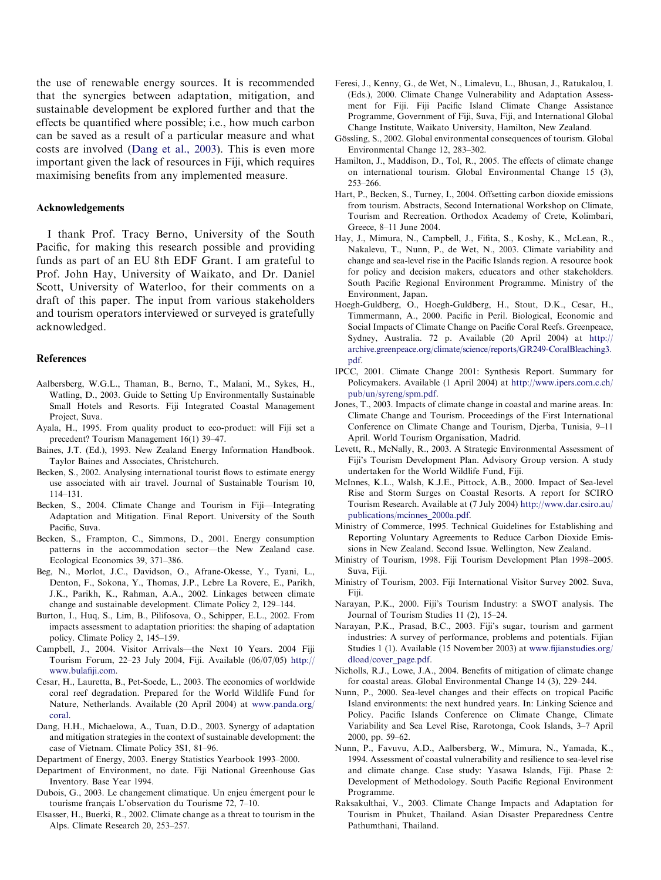the use of renewable energy sources. It is recommended that the synergies between adaptation, mitigation, and sustainable development be explored further and that the effects be quantified where possible; i.e., how much carbon can be saved as a result of a particular measure and what costs are involved (Dang et al., 2003). This is even more important given the lack of resources in Fiji, which requires maximising benefits from any implemented measure.

## Acknowledgements

I thank Prof. Tracy Berno, University of the South Pacific, for making this research possible and providing funds as part of an EU 8th EDF Grant. I am grateful to Prof. John Hay, University of Waikato, and Dr. Daniel Scott, University of Waterloo, for their comments on a draft of this paper. The input from various stakeholders and tourism operators interviewed or surveyed is gratefully acknowledged.

## References

Aalbersberg, W.G.L., Thaman, B., Berno, T., Malani, M., Sykes, H., Watling, D., 2003. Guide to Setting Up Environmentally Sustainable Small Hotels and Resorts. Fiji Integrated Coastal Management Project, Suva.

Ayala, H., 1995. From quality product to eco-product: will Fiji set a precedent? Tourism Management 16(1) 39–47.

Baines, J.T. (Ed.), 1993. New Zealand Energy Information Handbook. Taylor Baines and Associates, Christchurch.

Becken, S., 2002. Analysing international tourist flows to estimate energy use associated with air travel. Journal of Sustainable Tourism 10, 114–131.

Becken, S., 2004. Climate Change and Tourism in Fiji—Integrating Adaptation and Mitigation. Final Report. University of the South Pacific, Suva.

Becken, S., Frampton, C., Simmons, D., 2001. Energy consumption patterns in the accommodation sector—the New Zealand case. Ecological Economics 39, 371–386.

Beg, N., Morlot, J.C., Davidson, O., Afrane-Okesse, Y., Tyani, L., Denton, F., Sokona, Y., Thomas, J.P., Lebre La Rovere, E., Parikh, J.K., Parikh, K., Rahman, A.A., 2002. Linkages between climate change and sustainable development. Climate Policy 2, 129–144.

Burton, I., Huq, S., Lim, B., Pilifosova, O., Schipper, E.L., 2002. From impacts assessment to adaptation priorities: the shaping of adaptation policy. Climate Policy 2, 145–159.

Campbell, J., 2004. Visitor Arrivals—the Next 10 Years. 2004 Fiji Tourism Forum, 22–23 July 2004, Fiji. Available (06/07/05) http://www.bulafiji.com.

Cesar, H., Lauretta, B., Pet-Soede, L., 2003. The economics of worldwide coral reef degradation. Prepared for the World Wildlife Fund for Nature, Netherlands. Available (20 April 2004) at www.panda.org/coral.

Dang, H.H., Michaelowa, A., Tuan, D.D., 2003. Synergy of adaptation and mitigation strategies in the context of sustainable development: the case of Vietnam. Climate Policy 3S1, 81–96.

Department of Energy, 2003. Energy Statistics Yearbook 1993–2000.

Department of Environment, no date. Fiji National Greenhouse Gas Inventory. Base Year 1994.

Dubois, G., 2003. Le changement climatique. Un enjeu émergent pour le tourisme français L'observation du Tourisme 72, 7–10.

Elsasser, H., Buerki, R., 2002. Climate change as a threat to tourism in the Alps. Climate Research 20, 253–257.

Feresi, J., Kenny, G., de Wet, N., Limalevu, L., Bhusan, J., Ratukalou, I. (Eds.), 2000. Climate Change Vulnerability and Adaptation Assessment for Fiji. Fiji Pacific Island Climate Change Assistance Programme, Government of Fiji, Suva, Fiji, and International Global Change Institute, Waikato University, Hamilton, New Zealand.

Gössling, S., 2002. Global environmental consequences of tourism. Global Environmental Change 12, 283–302.

Hamilton, J., Maddison, D., Tol, R., 2005. The effects of climate change on international tourism. Global Environmental Change 15 (3), 253–266.

Hart, P., Becken, S., Turney, I., 2004. Offsetting carbon dioxide emissions from tourism. Abstracts, Second International Workshop on Climate, Tourism and Recreation. Orthodox Academy of Crete, Kolimbari, Greece, 8–11 June 2004.

Hay, J., Mimura, N., Campbell, J., Fifita, S., Koshy, K., McLean, R., Nakalevu, T., Nunn, P., de Wet, N., 2003. Climate variability and change and sea-level rise in the Pacific Islands region. A resource book for policy and decision makers, educators and other stakeholders. South Pacific Regional Environment Programme. Ministry of the Environment, Japan.

Hoegh-Guldberg, O., Hoegh-Guldberg, H., Stout, D.K., Cesar, H., Timmermann, A., 2000. Pacific in Peril. Biological, Economic and Social Impacts of Climate Change on Pacific Coral Reefs. Greenpeace, Sydney, Australia. 72 p. Available (20 April 2004) at http://archive.greenpeace.org/climate/science/reports/GR249-CoralBleaching3.pdf.

IPCC, 2001. Climate Change 2001: Synthesis Report. Summary for Policymakers. Available (1 April 2004) at http://www.ipers.com.c.ch/pub/un/syreng/spm.pdf.

Jones, T., 2003. Impacts of climate change in coastal and marine areas. In: Climate Change and Tourism. Proceedings of the First International Conference on Climate Change and Tourism, Djerba, Tunisia, 9–11 April. World Tourism Organisation, Madrid.

Levett, R., McNally, R., 2003. A Strategic Environmental Assessment of Fiji's Tourism Development Plan. Advisory Group version. A study undertaken for the World Wildlife Fund, Fiji.

McInnes, K.L., Walsh, K.J.E., Pittock, A.B., 2000. Impact of Sea-level Rise and Storm Surges on Coastal Resorts. A report for SCIRO Tourism Research. Available at (7 July 2004) http://www.dar.csiro.au/publications/mcinnes_2000a.pdf.

Ministry of Commerce, 1995. Technical Guidelines for Establishing and Reporting Voluntary Agreements to Reduce Carbon Dioxide Emissions in New Zealand. Second Issue. Wellington, New Zealand.

Ministry of Tourism, 1998. Fiji Tourism Development Plan 1998–2005. Suva, Fiji.

Ministry of Tourism, 2003. Fiji International Visitor Survey 2002. Suva, Fiji.

Narayan, P.K., 2000. Fiji's Tourism Industry: a SWOT analysis. The Journal of Tourism Studies 11 (2), 15–24.

Narayan, P.K., Prasad, B.C., 2003. Fiji's sugar, tourism and garment industries: A survey of performance, problems and potentials. Fijian Studies 1 (1). Available (15 November 2003) at www.fijianstudies.org/dload/cover_page.pdf.

Nicholls, R.J., Lowe, J.A., 2004. Benefits of mitigation of climate change for coastal areas. Global Environmental Change 14 (3), 229–244.

Nunn, P., 2000. Sea-level changes and their effects on tropical Pacific Island environments: the next hundred years. In: Linking Science and Policy. Pacific Islands Conference on Climate Change, Climate Variability and Sea Level Rise, Rarotonga, Cook Islands, 3–7 April 2000, pp. 59–62.

Nunn, P., Favuvu, A.D., Aalbersberg, W., Mimura, N., Yamada, K., 1994. Assessment of coastal vulnerability and resilience to sea-level rise and climate change. Case study: Yasawa Islands, Fiji. Phase 2: Development of Methodology. South Pacific Regional Environment Programme.

Raksakulthai, V., 2003. Climate Change Impacts and Adaptation for Tourism in Phuket, Thailand. Asian Disaster Preparedness Centre Pathumthani, Thailand.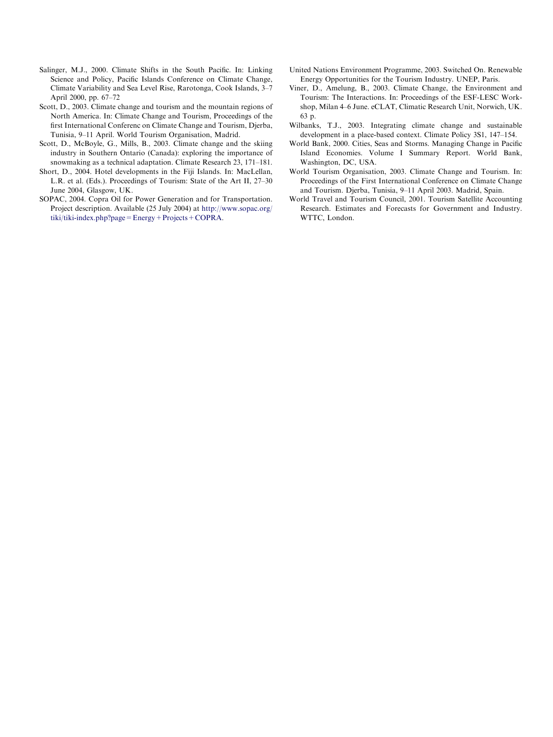Salinger, M.J., 2000. Climate Shifts in the South Pacific. In: Linking Science and Policy, Pacific Islands Conference on Climate Change, Climate Variability and Sea Level Rise, Rarotonga, Cook Islands, 3–7 April 2000, pp. 67–72

Scott, D., 2003. Climate change and tourism and the mountain regions of North America. In: Climate Change and Tourism, Proceedings of the first International Conferenc on Climate Change and Tourism, Djerba, Tunisia, 9–11 April. World Tourism Organisation, Madrid.

Scott, D., McBoyle, G., Mills, B., 2003. Climate change and the skiing industry in Southern Ontario (Canada): exploring the importance of snowmaking as a technical adaptation. Climate Research 23, 171–181.

Short, D., 2004. Hotel developments in the Fiji Islands. In: MacLellan, L.R. et al. (Eds.). Proceedings of Tourism: State of the Art II, 27–30 June 2004, Glasgow, UK.

SOPAC, 2004. Copra Oil for Power Generation and for Transportation. Project description. Available (25 July 2004) at http://www.sopac.org/tiki/tiki-index.php?page=Energy+Projects+COPRA.

United Nations Environment Programme, 2003. Switched On. Renewable Energy Opportunities for the Tourism Industry. UNEP, Paris.

Viner, D., Amelung, B., 2003. Climate Change, the Environment and Tourism: The Interactions. In: Proceedings of the ESF-LESC Workshop, Milan 4–6 June. eCLAT, Climatic Research Unit, Norwich, UK. 63 p.

Wilbanks, T.J., 2003. Integrating climate change and sustainable development in a place-based context. Climate Policy 3S1, 147–154.

World Bank, 2000. Cities, Seas and Storms. Managing Change in Pacific Island Economies. Volume I Summary Report. World Bank, Washington, DC, USA.

World Tourism Organisation, 2003. Climate Change and Tourism. In: Proceedings of the First International Conference on Climate Change and Tourism. Djerba, Tunisia, 9–11 April 2003. Madrid, Spain.

World Travel and Tourism Council, 2001. Tourism Satellite Accounting Research. Estimates and Forecasts for Government and Industry. WTTC, London.